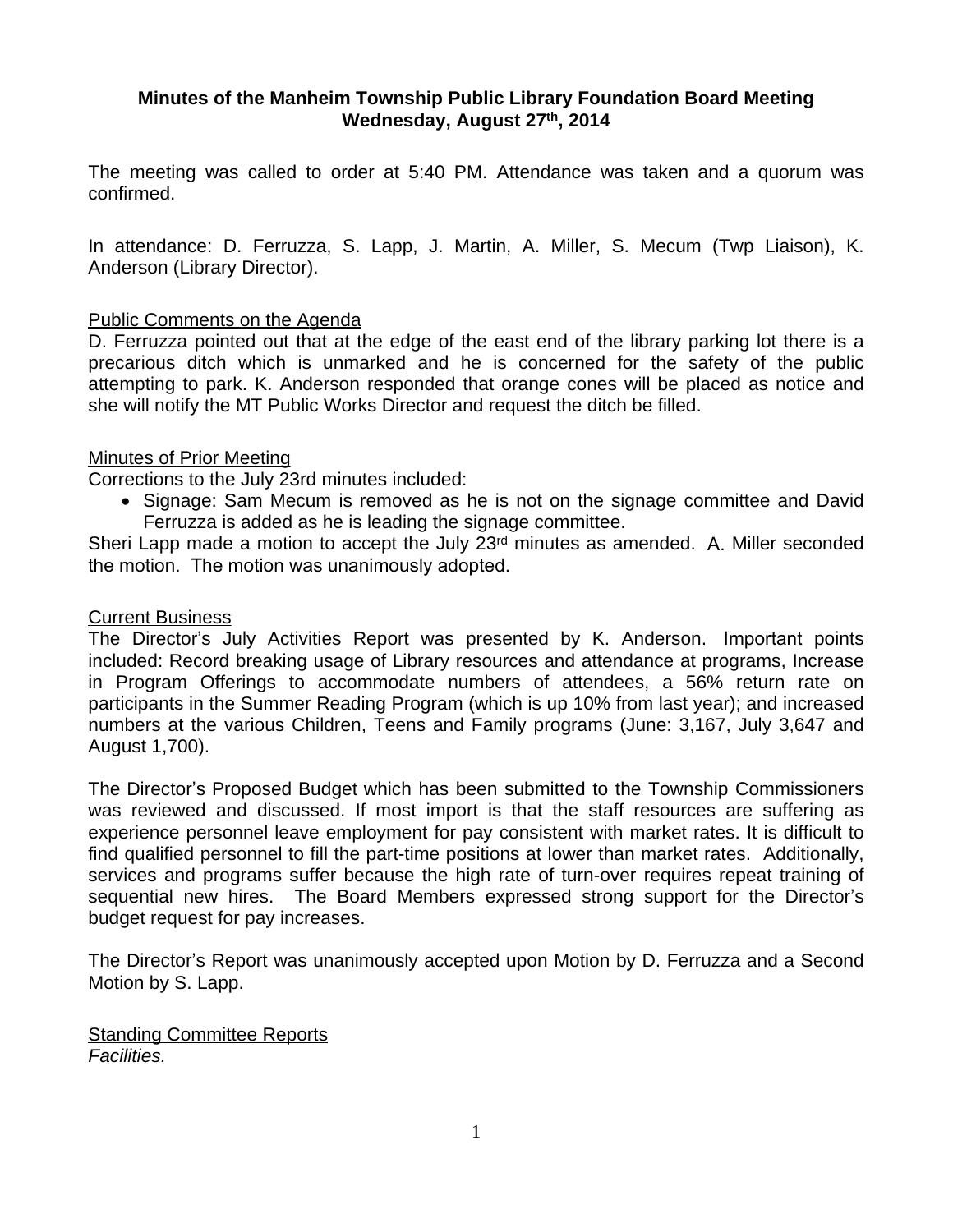**Minutes of the Manheim Township Public Library Foundation Board Meeting**
**Wednesday, August 27th, 2014**

The meeting was called to order at 5:40 PM. Attendance was taken and a quorum was confirmed.

In attendance: D. Ferruzza, S. Lapp, J. Martin, A. Miller, S. Mecum (Twp Liaison), K. Anderson (Library Director).

Public Comments on the Agenda

D. Ferruzza pointed out that at the edge of the east end of the library parking lot there is a precarious ditch which is unmarked and he is concerned for the safety of the public attempting to park. K. Anderson responded that orange cones will be placed as notice and she will notify the MT Public Works Director and request the ditch be filled.

Minutes of Prior Meeting

Corrections to the July 23rd minutes included:

- Signage: Sam Mecum is removed as he is not on the signage committee and David Ferruzza is added as he is leading the signage committee.

Sheri Lapp made a motion to accept the July 23rd minutes as amended. A. Miller seconded the motion. The motion was unanimously adopted.

Current Business

The Director's July Activities Report was presented by K. Anderson. Important points included: Record breaking usage of Library resources and attendance at programs, Increase in Program Offerings to accommodate numbers of attendees, a 56% return rate on participants in the Summer Reading Program (which is up 10% from last year); and increased numbers at the various Children, Teens and Family programs (June: 3,167, July 3,647 and August 1,700).

The Director's Proposed Budget which has been submitted to the Township Commissioners was reviewed and discussed. If most import is that the staff resources are suffering as experience personnel leave employment for pay consistent with market rates. It is difficult to find qualified personnel to fill the part-time positions at lower than market rates. Additionally, services and programs suffer because the high rate of turn-over requires repeat training of sequential new hires. The Board Members expressed strong support for the Director's budget request for pay increases.

The Director's Report was unanimously accepted upon Motion by D. Ferruzza and a Second Motion by S. Lapp.

Standing Committee Reports

*Facilities.*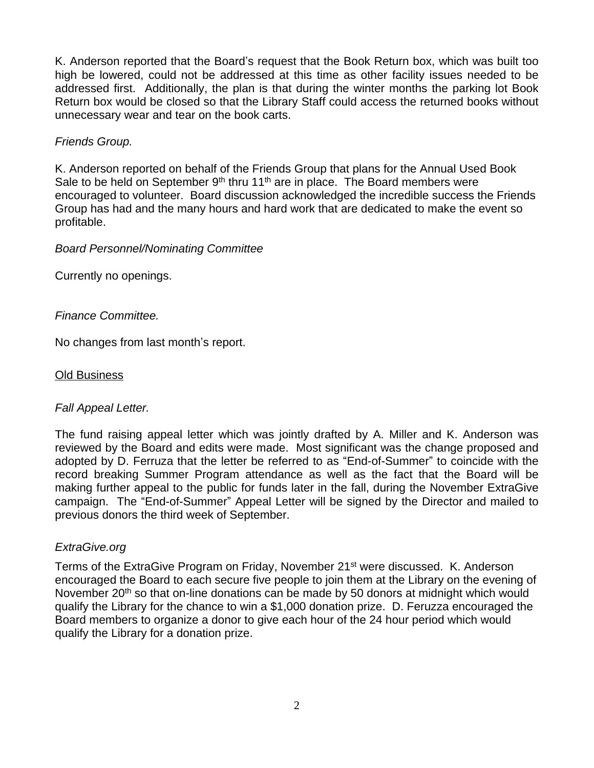K. Anderson reported that the Board's request that the Book Return box, which was built too high be lowered, could not be addressed at this time as other facility issues needed to be addressed first. Additionally, the plan is that during the winter months the parking lot Book Return box would be closed so that the Library Staff could access the returned books without unnecessary wear and tear on the book carts.

*Friends Group.*

K. Anderson reported on behalf of the Friends Group that plans for the Annual Used Book Sale to be held on September 9th thru 11th are in place. The Board members were encouraged to volunteer. Board discussion acknowledged the incredible success the Friends Group has had and the many hours and hard work that are dedicated to make the event so profitable.

*Board Personnel/Nominating Committee*

Currently no openings.

*Finance Committee.*

No changes from last month's report.

<u>Old Business</u>

*Fall Appeal Letter.*

The fund raising appeal letter which was jointly drafted by A. Miller and K. Anderson was reviewed by the Board and edits were made. Most significant was the change proposed and adopted by D. Ferruza that the letter be referred to as "End-of-Summer" to coincide with the record breaking Summer Program attendance as well as the fact that the Board will be making further appeal to the public for funds later in the fall, during the November ExtraGive campaign. The "End-of-Summer" Appeal Letter will be signed by the Director and mailed to previous donors the third week of September.

*ExtraGive.org*

Terms of the ExtraGive Program on Friday, November 21st were discussed. K. Anderson encouraged the Board to each secure five people to join them at the Library on the evening of November 20th so that on-line donations can be made by 50 donors at midnight which would qualify the Library for the chance to win a $1,000 donation prize. D. Feruzza encouraged the Board members to organize a donor to give each hour of the 24 hour period which would qualify the Library for a donation prize.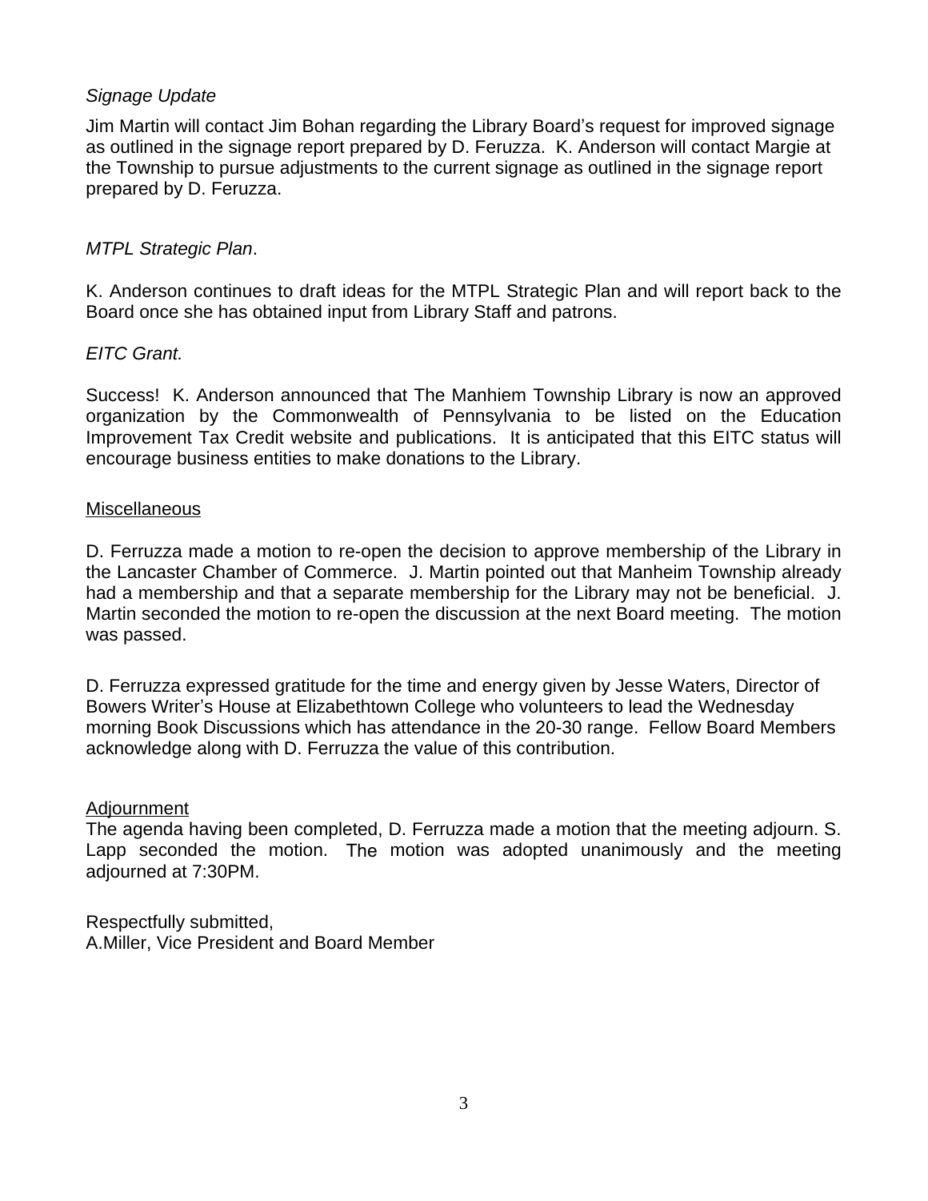*Signage Update*

Jim Martin will contact Jim Bohan regarding the Library Board's request for improved signage as outlined in the signage report prepared by D. Feruzza. K. Anderson will contact Margie at the Township to pursue adjustments to the current signage as outlined in the signage report prepared by D. Feruzza.

*MTPL Strategic Plan*.

K. Anderson continues to draft ideas for the MTPL Strategic Plan and will report back to the Board once she has obtained input from Library Staff and patrons.

*EITC Grant.*

Success! K. Anderson announced that The Manhiem Township Library is now an approved organization by the Commonwealth of Pennsylvania to be listed on the Education Improvement Tax Credit website and publications. It is anticipated that this EITC status will encourage business entities to make donations to the Library.

<u>Miscellaneous</u>

D. Ferruzza made a motion to re-open the decision to approve membership of the Library in the Lancaster Chamber of Commerce. J. Martin pointed out that Manheim Township already had a membership and that a separate membership for the Library may not be beneficial. J. Martin seconded the motion to re-open the discussion at the next Board meeting. The motion was passed.

D. Ferruzza expressed gratitude for the time and energy given by Jesse Waters, Director of Bowers Writer's House at Elizabethtown College who volunteers to lead the Wednesday morning Book Discussions which has attendance in the 20-30 range. Fellow Board Members acknowledge along with D. Ferruzza the value of this contribution.

<u>Adjournment</u>

The agenda having been completed, D. Ferruzza made a motion that the meeting adjourn. S. Lapp seconded the motion. The motion was adopted unanimously and the meeting adjourned at 7:30PM.

Respectfully submitted,
A.Miller, Vice President and Board Member